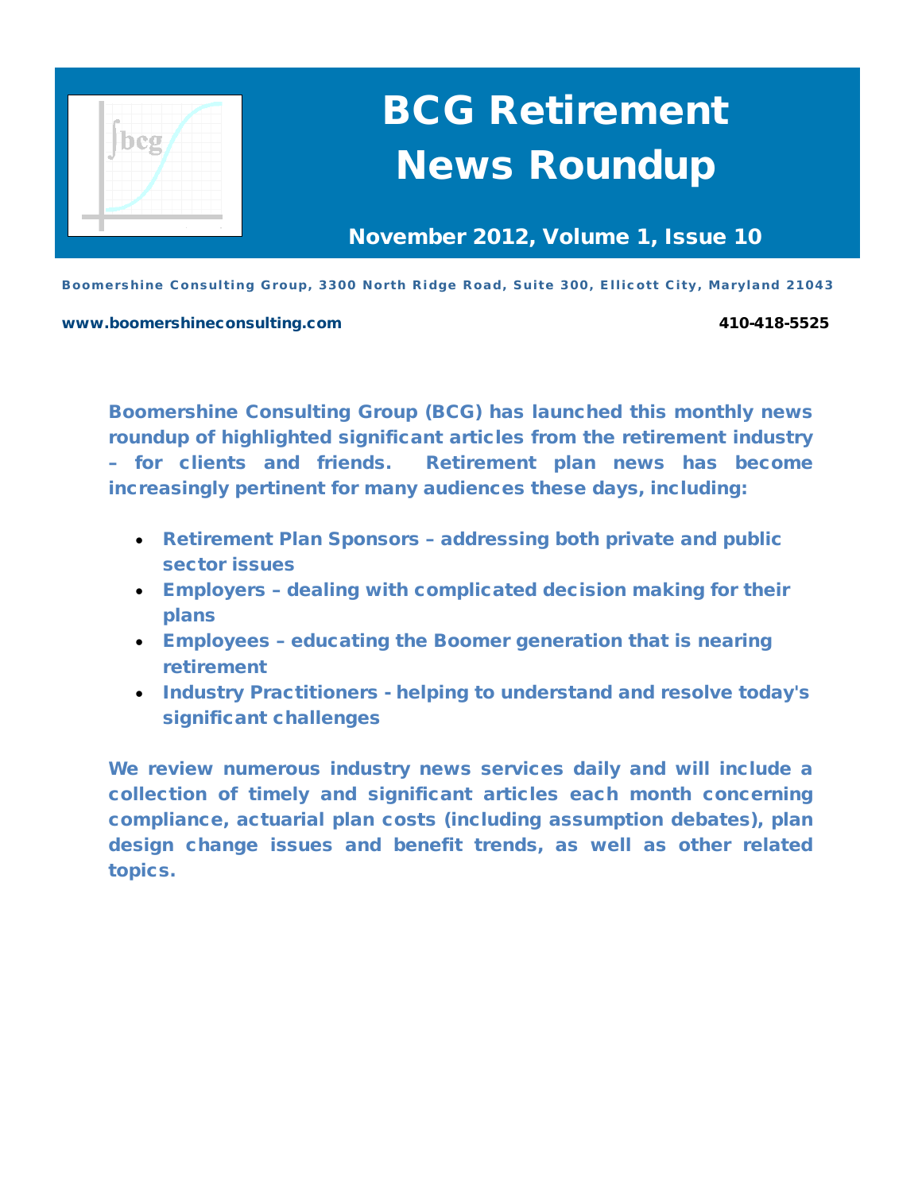# BCG Retirement News Roundup

**November 2012, Volume 1, Issue 10**

**Boomershine Consulting Group, 3300 North Ridge Road, Suite 300, Ellicott City, Maryland 21043**

**www.boomershineconsulting.com** **410-418-5525**

**Boomershine Consulting Group (BCG) has launched this monthly news roundup of highlighted significant articles from the retirement industry – for clients and friends. Retirement plan news has become increasingly pertinent for many audiences these days, including:**

- **Retirement Plan Sponsors – addressing both private and public sector issues**
- **Employers – dealing with complicated decision making for their plans**
- **Employees – educating the Boomer generation that is nearing retirement**
- **Industry Practitioners - helping to understand and resolve today's significant challenges**

**We review numerous industry news services daily and will include a collection of timely and significant articles each month concerning compliance, actuarial plan costs (including assumption debates), plan design change issues and benefit trends, as well as other related topics.**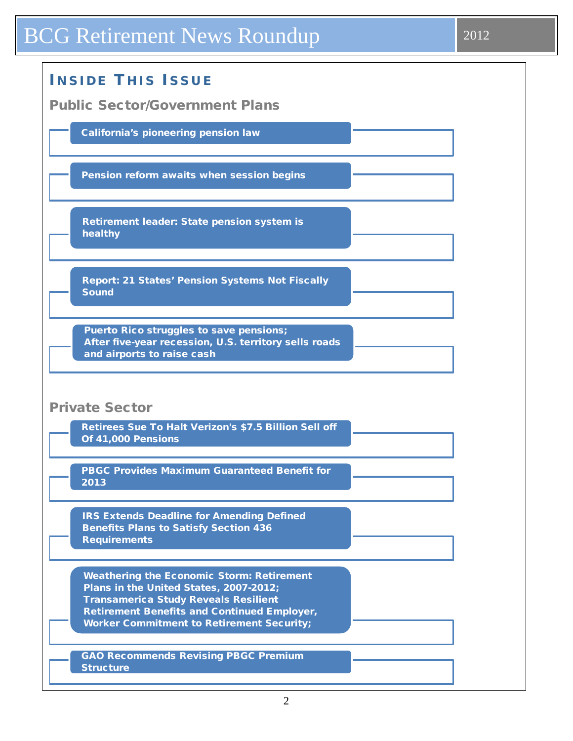## Inside This Issue

### Public Sector/Government Plans

- **California's pioneering pension law**
- **Pension reform awaits when session begins**
- **Retirement leader: State pension system is healthy**
- **Report: 21 States' Pension Systems Not Fiscally Sound**
- **Puerto Rico struggles to save pensions; After five-year recession, U.S. territory sells roads and airports to raise cash**

### Private Sector

- **Retirees Sue To Halt Verizon's $7.5 Billion Sell off Of 41,000 Pensions**
- **PBGC Provides Maximum Guaranteed Benefit for 2013**
- **IRS Extends Deadline for Amending Defined Benefits Plans to Satisfy Section 436 Requirements**
- **Weathering the Economic Storm: Retirement Plans in the United States, 2007-2012; Transamerica Study Reveals Resilient Retirement Benefits and Continued Employer, Worker Commitment to Retirement Security;**
- **GAO Recommends Revising PBGC Premium Structure**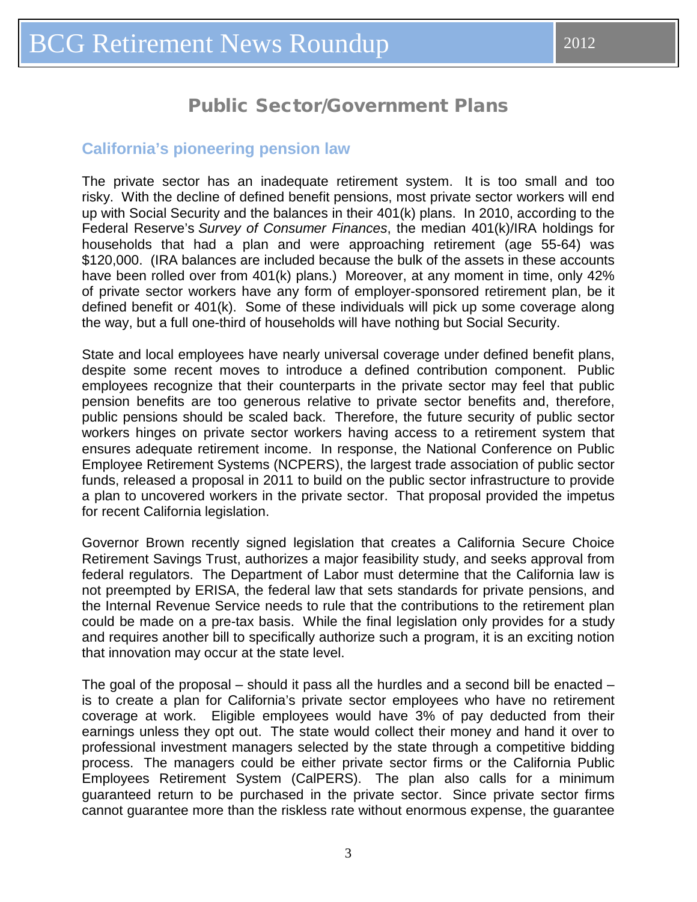## Public Sector/Government Plans

### California's pioneering pension law

The private sector has an inadequate retirement system. It is too small and too risky. With the decline of defined benefit pensions, most private sector workers will end up with Social Security and the balances in their 401(k) plans. In 2010, according to the Federal Reserve's *Survey of Consumer Finances*, the median 401(k)/IRA holdings for households that had a plan and were approaching retirement (age 55-64) was $120,000. (IRA balances are included because the bulk of the assets in these accounts have been rolled over from 401(k) plans.) Moreover, at any moment in time, only 42% of private sector workers have any form of employer-sponsored retirement plan, be it defined benefit or 401(k). Some of these individuals will pick up some coverage along the way, but a full one-third of households will have nothing but Social Security.

State and local employees have nearly universal coverage under defined benefit plans, despite some recent moves to introduce a defined contribution component. Public employees recognize that their counterparts in the private sector may feel that public pension benefits are too generous relative to private sector benefits and, therefore, public pensions should be scaled back. Therefore, the future security of public sector workers hinges on private sector workers having access to a retirement system that ensures adequate retirement income. In response, the National Conference on Public Employee Retirement Systems (NCPERS), the largest trade association of public sector funds, released a proposal in 2011 to build on the public sector infrastructure to provide a plan to uncovered workers in the private sector. That proposal provided the impetus for recent California legislation.

Governor Brown recently signed legislation that creates a California Secure Choice Retirement Savings Trust, authorizes a major feasibility study, and seeks approval from federal regulators. The Department of Labor must determine that the California law is not preempted by ERISA, the federal law that sets standards for private pensions, and the Internal Revenue Service needs to rule that the contributions to the retirement plan could be made on a pre-tax basis. While the final legislation only provides for a study and requires another bill to specifically authorize such a program, it is an exciting notion that innovation may occur at the state level.

The goal of the proposal – should it pass all the hurdles and a second bill be enacted – is to create a plan for California's private sector employees who have no retirement coverage at work. Eligible employees would have 3% of pay deducted from their earnings unless they opt out. The state would collect their money and hand it over to professional investment managers selected by the state through a competitive bidding process. The managers could be either private sector firms or the California Public Employees Retirement System (CalPERS). The plan also calls for a minimum guaranteed return to be purchased in the private sector. Since private sector firms cannot guarantee more than the riskless rate without enormous expense, the guarantee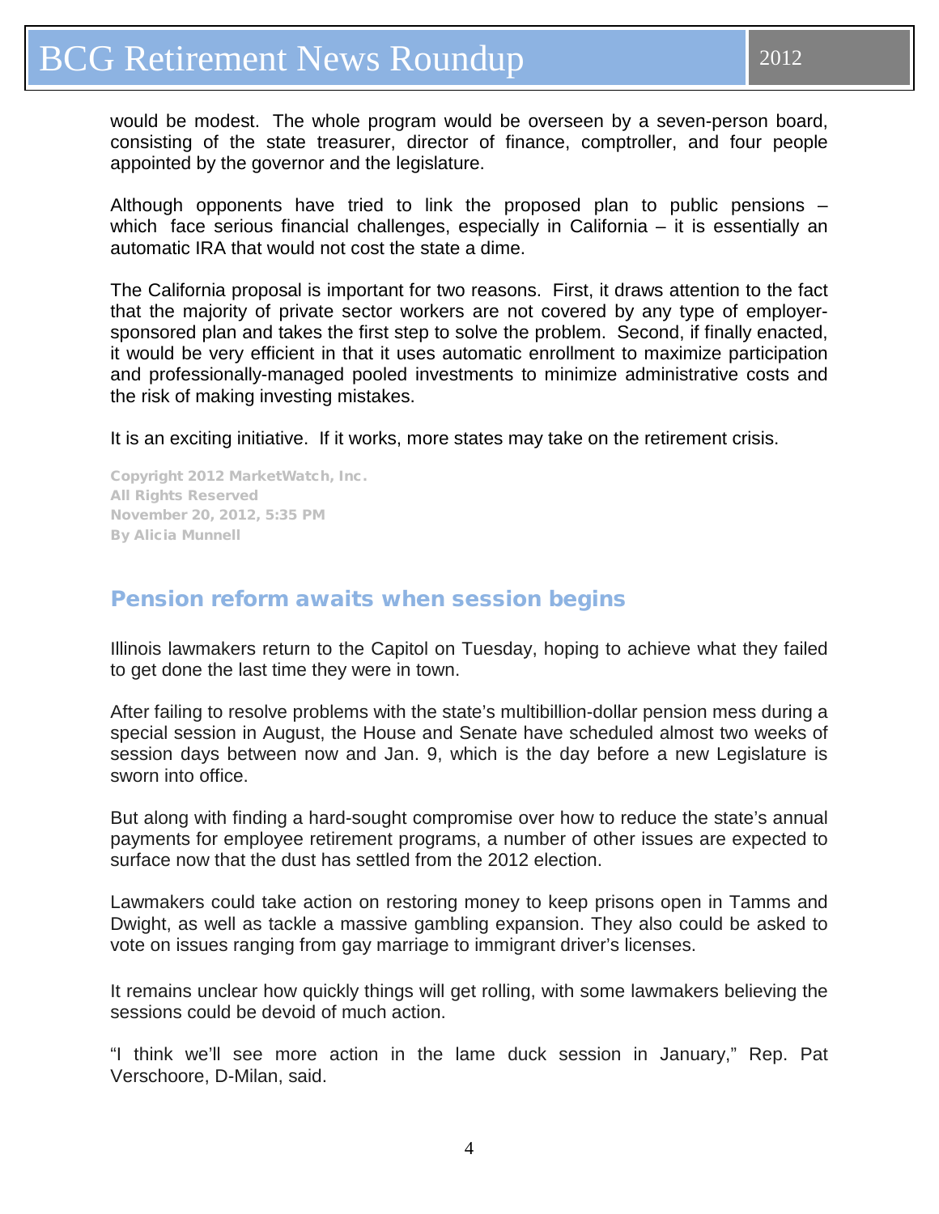would be modest. The whole program would be overseen by a seven-person board, consisting of the state treasurer, director of finance, comptroller, and four people appointed by the governor and the legislature.

Although opponents have tried to link the proposed plan to public pensions – which face serious financial challenges, especially in California – it is essentially an automatic IRA that would not cost the state a dime.

The California proposal is important for two reasons. First, it draws attention to the fact that the majority of private sector workers are not covered by any type of employer-sponsored plan and takes the first step to solve the problem. Second, if finally enacted, it would be very efficient in that it uses automatic enrollment to maximize participation and professionally-managed pooled investments to minimize administrative costs and the risk of making investing mistakes.

It is an exciting initiative. If it works, more states may take on the retirement crisis.

Copyright 2012 MarketWatch, Inc.
All Rights Reserved
November 20, 2012, 5:35 PM
By Alicia Munnell

## Pension reform awaits when session begins

Illinois lawmakers return to the Capitol on Tuesday, hoping to achieve what they failed to get done the last time they were in town.

After failing to resolve problems with the state's multibillion-dollar pension mess during a special session in August, the House and Senate have scheduled almost two weeks of session days between now and Jan. 9, which is the day before a new Legislature is sworn into office.

But along with finding a hard-sought compromise over how to reduce the state's annual payments for employee retirement programs, a number of other issues are expected to surface now that the dust has settled from the 2012 election.

Lawmakers could take action on restoring money to keep prisons open in Tamms and Dwight, as well as tackle a massive gambling expansion. They also could be asked to vote on issues ranging from gay marriage to immigrant driver's licenses.

It remains unclear how quickly things will get rolling, with some lawmakers believing the sessions could be devoid of much action.

"I think we'll see more action in the lame duck session in January," Rep. Pat Verschoore, D-Milan, said.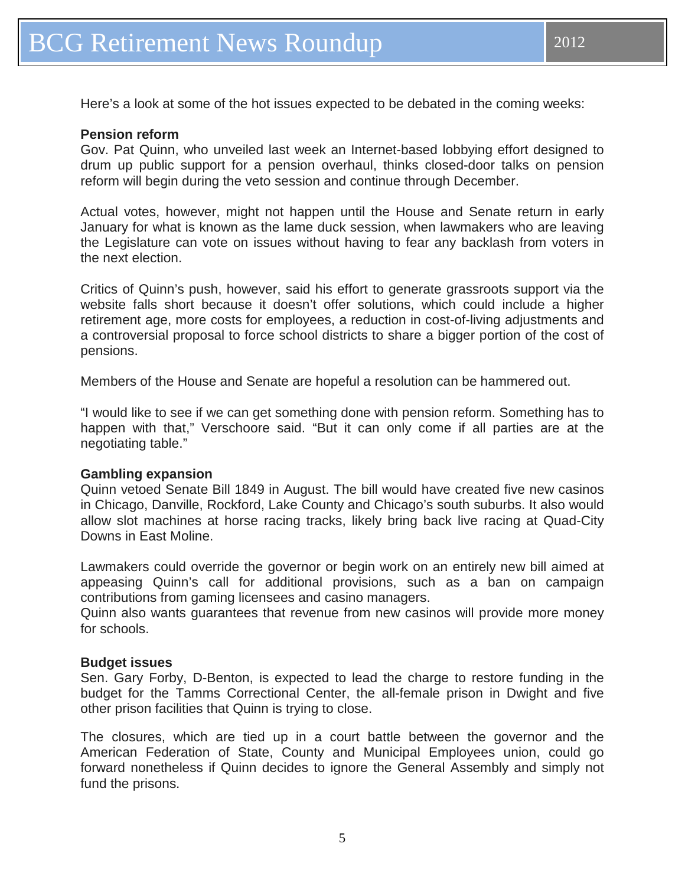Here's a look at some of the hot issues expected to be debated in the coming weeks:

**Pension reform**

Gov. Pat Quinn, who unveiled last week an Internet-based lobbying effort designed to drum up public support for a pension overhaul, thinks closed-door talks on pension reform will begin during the veto session and continue through December.

Actual votes, however, might not happen until the House and Senate return in early January for what is known as the lame duck session, when lawmakers who are leaving the Legislature can vote on issues without having to fear any backlash from voters in the next election.

Critics of Quinn's push, however, said his effort to generate grassroots support via the website falls short because it doesn't offer solutions, which could include a higher retirement age, more costs for employees, a reduction in cost-of-living adjustments and a controversial proposal to force school districts to share a bigger portion of the cost of pensions.

Members of the House and Senate are hopeful a resolution can be hammered out.

"I would like to see if we can get something done with pension reform. Something has to happen with that," Verschoore said. "But it can only come if all parties are at the negotiating table."

**Gambling expansion**

Quinn vetoed Senate Bill 1849 in August. The bill would have created five new casinos in Chicago, Danville, Rockford, Lake County and Chicago's south suburbs. It also would allow slot machines at horse racing tracks, likely bring back live racing at Quad-City Downs in East Moline.

Lawmakers could override the governor or begin work on an entirely new bill aimed at appeasing Quinn's call for additional provisions, such as a ban on campaign contributions from gaming licensees and casino managers.

Quinn also wants guarantees that revenue from new casinos will provide more money for schools.

**Budget issues**

Sen. Gary Forby, D-Benton, is expected to lead the charge to restore funding in the budget for the Tamms Correctional Center, the all-female prison in Dwight and five other prison facilities that Quinn is trying to close.

The closures, which are tied up in a court battle between the governor and the American Federation of State, County and Municipal Employees union, could go forward nonetheless if Quinn decides to ignore the General Assembly and simply not fund the prisons.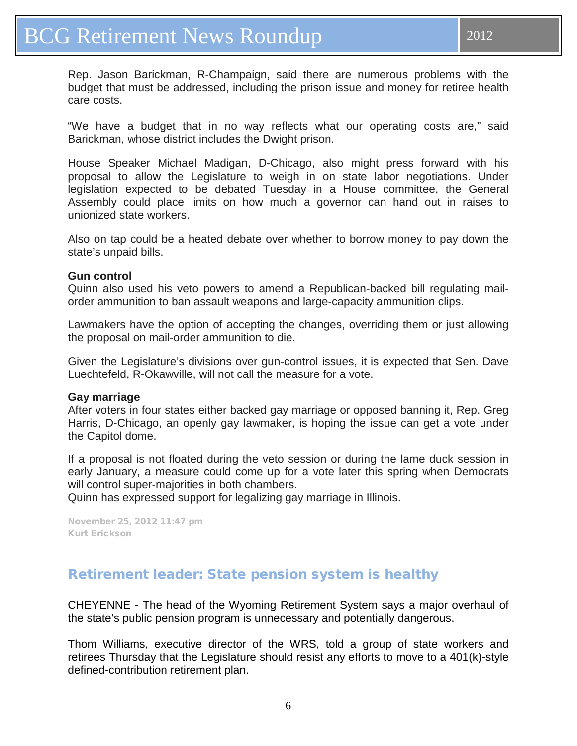Rep. Jason Barickman, R-Champaign, said there are numerous problems with the budget that must be addressed, including the prison issue and money for retiree health care costs.

"We have a budget that in no way reflects what our operating costs are," said Barickman, whose district includes the Dwight prison.

House Speaker Michael Madigan, D-Chicago, also might press forward with his proposal to allow the Legislature to weigh in on state labor negotiations. Under legislation expected to be debated Tuesday in a House committee, the General Assembly could place limits on how much a governor can hand out in raises to unionized state workers.

Also on tap could be a heated debate over whether to borrow money to pay down the state's unpaid bills.

**Gun control**

Quinn also used his veto powers to amend a Republican-backed bill regulating mail-order ammunition to ban assault weapons and large-capacity ammunition clips.

Lawmakers have the option of accepting the changes, overriding them or just allowing the proposal on mail-order ammunition to die.

Given the Legislature's divisions over gun-control issues, it is expected that Sen. Dave Luechtefeld, R-Okawville, will not call the measure for a vote.

**Gay marriage**

After voters in four states either backed gay marriage or opposed banning it, Rep. Greg Harris, D-Chicago, an openly gay lawmaker, is hoping the issue can get a vote under the Capitol dome.

If a proposal is not floated during the veto session or during the lame duck session in early January, a measure could come up for a vote later this spring when Democrats will control super-majorities in both chambers.
Quinn has expressed support for legalizing gay marriage in Illinois.

November 25, 2012 11:47 pm
Kurt Erickson

## Retirement leader: State pension system is healthy

CHEYENNE - The head of the Wyoming Retirement System says a major overhaul of the state's public pension program is unnecessary and potentially dangerous.

Thom Williams, executive director of the WRS, told a group of state workers and retirees Thursday that the Legislature should resist any efforts to move to a 401(k)-style defined-contribution retirement plan.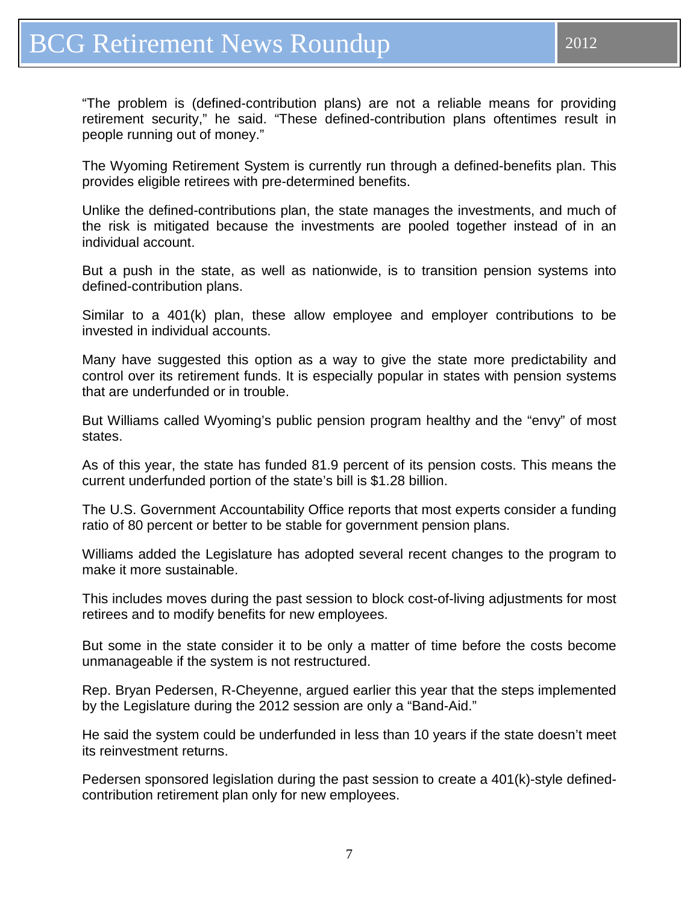"The problem is (defined-contribution plans) are not a reliable means for providing retirement security," he said. "These defined-contribution plans oftentimes result in people running out of money."

The Wyoming Retirement System is currently run through a defined-benefits plan. This provides eligible retirees with pre-determined benefits.

Unlike the defined-contributions plan, the state manages the investments, and much of the risk is mitigated because the investments are pooled together instead of in an individual account.

But a push in the state, as well as nationwide, is to transition pension systems into defined-contribution plans.

Similar to a 401(k) plan, these allow employee and employer contributions to be invested in individual accounts.

Many have suggested this option as a way to give the state more predictability and control over its retirement funds. It is especially popular in states with pension systems that are underfunded or in trouble.

But Williams called Wyoming's public pension program healthy and the "envy" of most states.

As of this year, the state has funded 81.9 percent of its pension costs. This means the current underfunded portion of the state's bill is $1.28 billion.

The U.S. Government Accountability Office reports that most experts consider a funding ratio of 80 percent or better to be stable for government pension plans.

Williams added the Legislature has adopted several recent changes to the program to make it more sustainable.

This includes moves during the past session to block cost-of-living adjustments for most retirees and to modify benefits for new employees.

But some in the state consider it to be only a matter of time before the costs become unmanageable if the system is not restructured.

Rep. Bryan Pedersen, R-Cheyenne, argued earlier this year that the steps implemented by the Legislature during the 2012 session are only a "Band-Aid."

He said the system could be underfunded in less than 10 years if the state doesn't meet its reinvestment returns.

Pedersen sponsored legislation during the past session to create a 401(k)-style defined-contribution retirement plan only for new employees.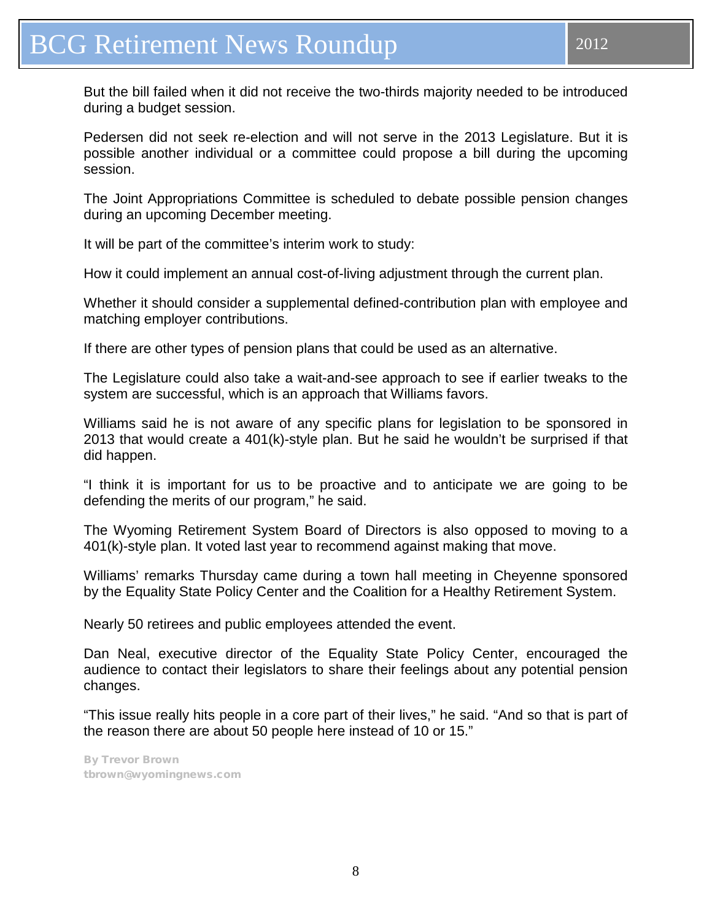But the bill failed when it did not receive the two-thirds majority needed to be introduced during a budget session.

Pedersen did not seek re-election and will not serve in the 2013 Legislature. But it is possible another individual or a committee could propose a bill during the upcoming session.

The Joint Appropriations Committee is scheduled to debate possible pension changes during an upcoming December meeting.

It will be part of the committee's interim work to study:

How it could implement an annual cost-of-living adjustment through the current plan.

Whether it should consider a supplemental defined-contribution plan with employee and matching employer contributions.

If there are other types of pension plans that could be used as an alternative.

The Legislature could also take a wait-and-see approach to see if earlier tweaks to the system are successful, which is an approach that Williams favors.

Williams said he is not aware of any specific plans for legislation to be sponsored in 2013 that would create a 401(k)-style plan. But he said he wouldn't be surprised if that did happen.

"I think it is important for us to be proactive and to anticipate we are going to be defending the merits of our program," he said.

The Wyoming Retirement System Board of Directors is also opposed to moving to a 401(k)-style plan. It voted last year to recommend against making that move.

Williams' remarks Thursday came during a town hall meeting in Cheyenne sponsored by the Equality State Policy Center and the Coalition for a Healthy Retirement System.

Nearly 50 retirees and public employees attended the event.

Dan Neal, executive director of the Equality State Policy Center, encouraged the audience to contact their legislators to share their feelings about any potential pension changes.

"This issue really hits people in a core part of their lives," he said. "And so that is part of the reason there are about 50 people here instead of 10 or 15."

By Trevor Brown
tbrown@wyomingnews.com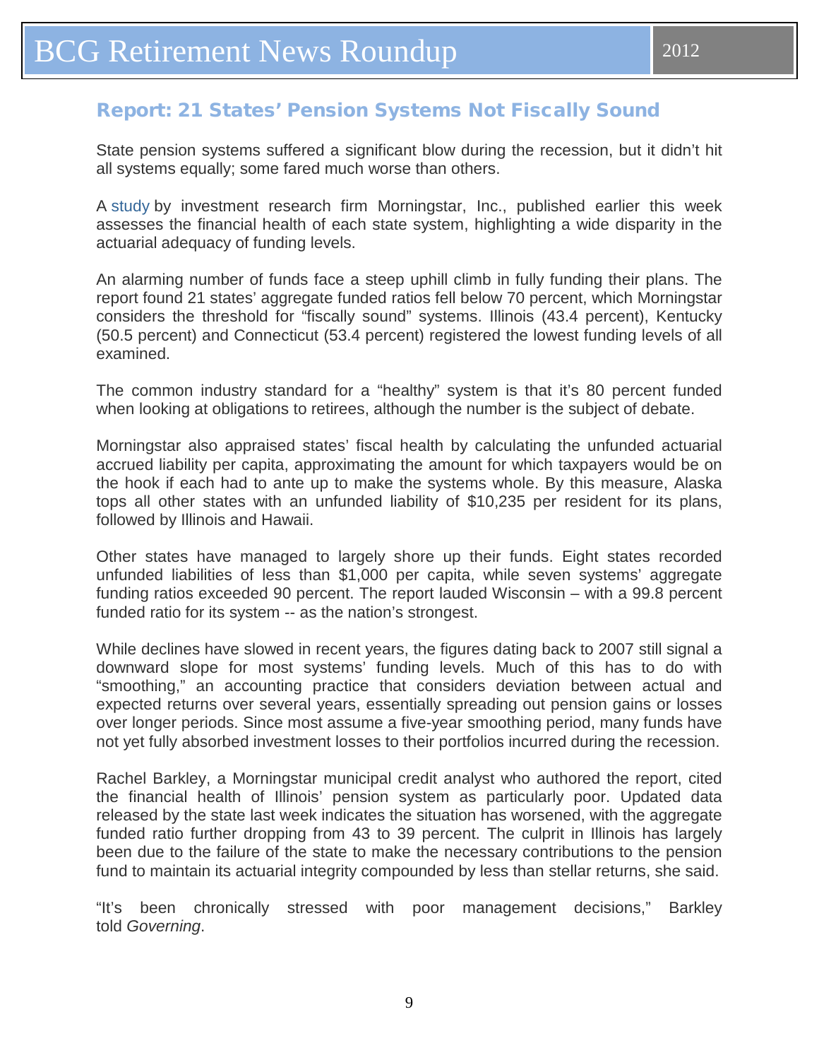## Report: 21 States' Pension Systems Not Fiscally Sound

State pension systems suffered a significant blow during the recession, but it didn't hit all systems equally; some fared much worse than others.

A study by investment research firm Morningstar, Inc., published earlier this week assesses the financial health of each state system, highlighting a wide disparity in the actuarial adequacy of funding levels.

An alarming number of funds face a steep uphill climb in fully funding their plans. The report found 21 states' aggregate funded ratios fell below 70 percent, which Morningstar considers the threshold for "fiscally sound" systems. Illinois (43.4 percent), Kentucky (50.5 percent) and Connecticut (53.4 percent) registered the lowest funding levels of all examined.

The common industry standard for a "healthy" system is that it's 80 percent funded when looking at obligations to retirees, although the number is the subject of debate.

Morningstar also appraised states' fiscal health by calculating the unfunded actuarial accrued liability per capita, approximating the amount for which taxpayers would be on the hook if each had to ante up to make the systems whole. By this measure, Alaska tops all other states with an unfunded liability of $10,235 per resident for its plans, followed by Illinois and Hawaii.

Other states have managed to largely shore up their funds. Eight states recorded unfunded liabilities of less than $1,000 per capita, while seven systems' aggregate funding ratios exceeded 90 percent. The report lauded Wisconsin – with a 99.8 percent funded ratio for its system -- as the nation's strongest.

While declines have slowed in recent years, the figures dating back to 2007 still signal a downward slope for most systems' funding levels. Much of this has to do with "smoothing," an accounting practice that considers deviation between actual and expected returns over several years, essentially spreading out pension gains or losses over longer periods. Since most assume a five-year smoothing period, many funds have not yet fully absorbed investment losses to their portfolios incurred during the recession.

Rachel Barkley, a Morningstar municipal credit analyst who authored the report, cited the financial health of Illinois' pension system as particularly poor. Updated data released by the state last week indicates the situation has worsened, with the aggregate funded ratio further dropping from 43 to 39 percent. The culprit in Illinois has largely been due to the failure of the state to make the necessary contributions to the pension fund to maintain its actuarial integrity compounded by less than stellar returns, she said.

"It's been chronically stressed with poor management decisions," Barkley told *Governing*.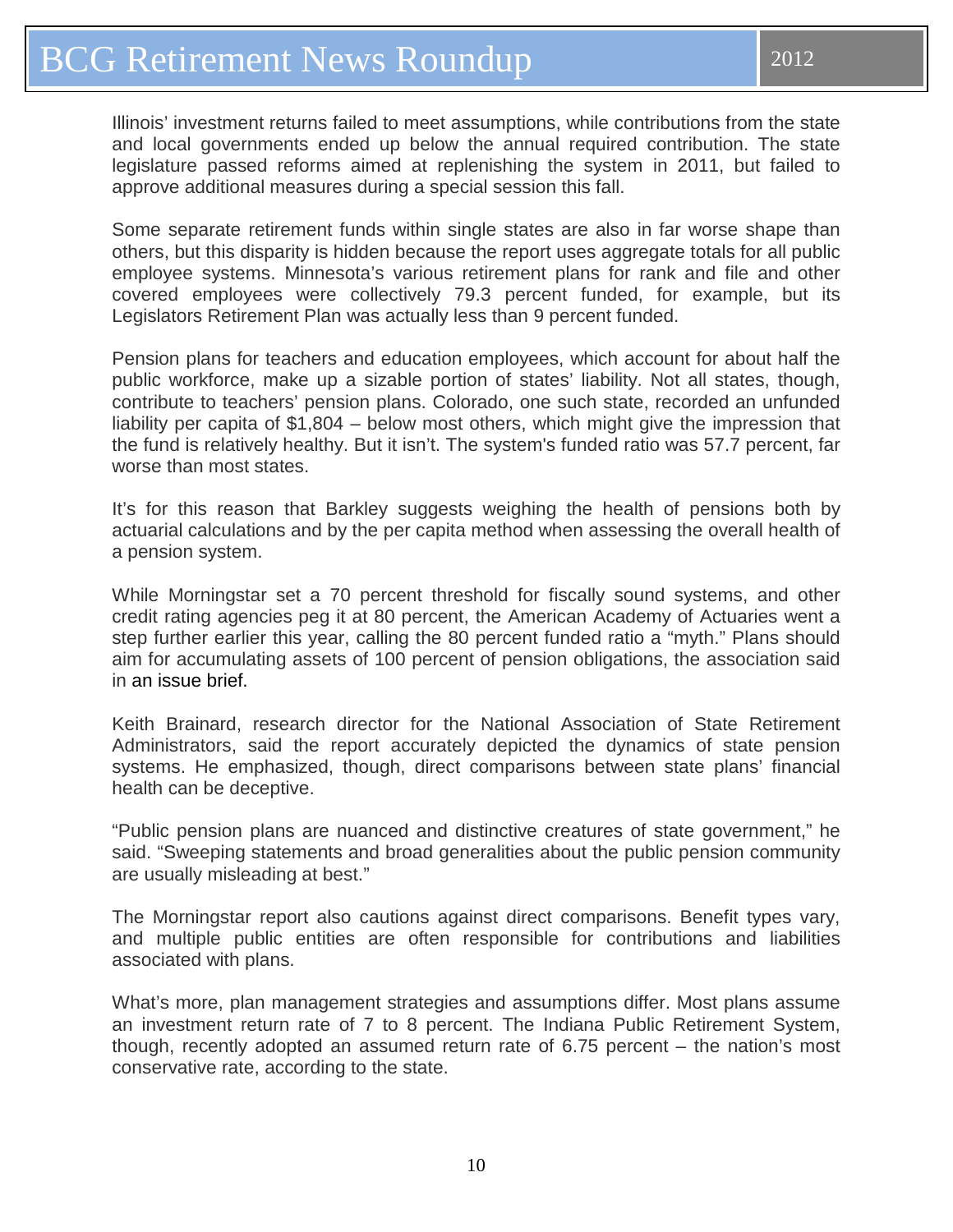Illinois' investment returns failed to meet assumptions, while contributions from the state and local governments ended up below the annual required contribution. The state legislature passed reforms aimed at replenishing the system in 2011, but failed to approve additional measures during a special session this fall.

Some separate retirement funds within single states are also in far worse shape than others, but this disparity is hidden because the report uses aggregate totals for all public employee systems. Minnesota's various retirement plans for rank and file and other covered employees were collectively 79.3 percent funded, for example, but its Legislators Retirement Plan was actually less than 9 percent funded.

Pension plans for teachers and education employees, which account for about half the public workforce, make up a sizable portion of states' liability. Not all states, though, contribute to teachers' pension plans. Colorado, one such state, recorded an unfunded liability per capita of $1,804 – below most others, which might give the impression that the fund is relatively healthy. But it isn't. The system's funded ratio was 57.7 percent, far worse than most states.

It's for this reason that Barkley suggests weighing the health of pensions both by actuarial calculations and by the per capita method when assessing the overall health of a pension system.

While Morningstar set a 70 percent threshold for fiscally sound systems, and other credit rating agencies peg it at 80 percent, the American Academy of Actuaries went a step further earlier this year, calling the 80 percent funded ratio a "myth." Plans should aim for accumulating assets of 100 percent of pension obligations, the association said in an issue brief.

Keith Brainard, research director for the National Association of State Retirement Administrators, said the report accurately depicted the dynamics of state pension systems. He emphasized, though, direct comparisons between state plans' financial health can be deceptive.

"Public pension plans are nuanced and distinctive creatures of state government," he said. "Sweeping statements and broad generalities about the public pension community are usually misleading at best."

The Morningstar report also cautions against direct comparisons. Benefit types vary, and multiple public entities are often responsible for contributions and liabilities associated with plans.

What's more, plan management strategies and assumptions differ. Most plans assume an investment return rate of 7 to 8 percent. The Indiana Public Retirement System, though, recently adopted an assumed return rate of 6.75 percent – the nation's most conservative rate, according to the state.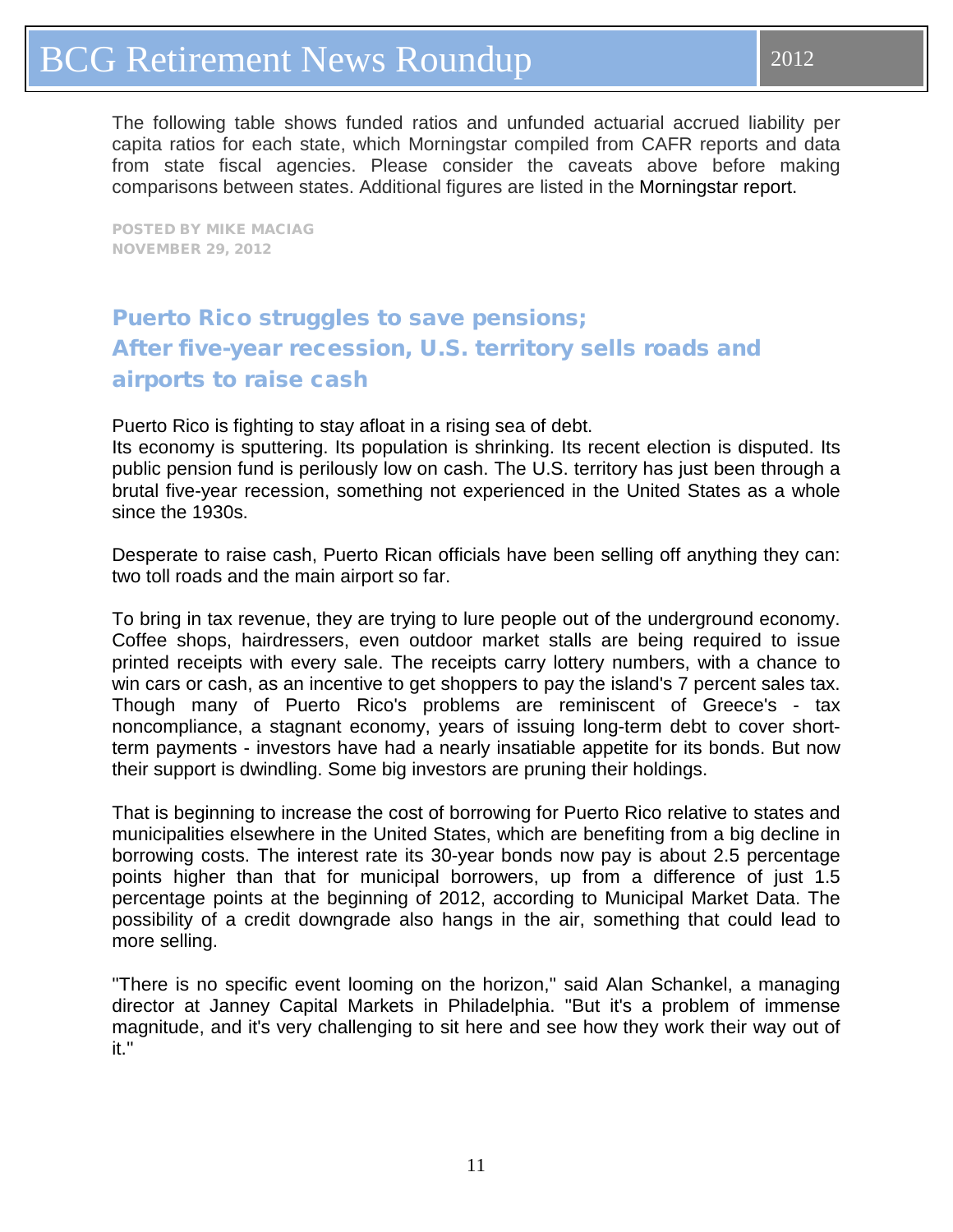The following table shows funded ratios and unfunded actuarial accrued liability per capita ratios for each state, which Morningstar compiled from CAFR reports and data from state fiscal agencies. Please consider the caveats above before making comparisons between states. Additional figures are listed in the Morningstar report.

POSTED BY MIKE MACIAG
NOVEMBER 29, 2012

## Puerto Rico struggles to save pensions; After five-year recession, U.S. territory sells roads and airports to raise cash

Puerto Rico is fighting to stay afloat in a rising sea of debt.
Its economy is sputtering. Its population is shrinking. Its recent election is disputed. Its public pension fund is perilously low on cash. The U.S. territory has just been through a brutal five-year recession, something not experienced in the United States as a whole since the 1930s.

Desperate to raise cash, Puerto Rican officials have been selling off anything they can: two toll roads and the main airport so far.

To bring in tax revenue, they are trying to lure people out of the underground economy. Coffee shops, hairdressers, even outdoor market stalls are being required to issue printed receipts with every sale. The receipts carry lottery numbers, with a chance to win cars or cash, as an incentive to get shoppers to pay the island's 7 percent sales tax. Though many of Puerto Rico's problems are reminiscent of Greece's - tax noncompliance, a stagnant economy, years of issuing long-term debt to cover short-term payments - investors have had a nearly insatiable appetite for its bonds. But now their support is dwindling. Some big investors are pruning their holdings.

That is beginning to increase the cost of borrowing for Puerto Rico relative to states and municipalities elsewhere in the United States, which are benefiting from a big decline in borrowing costs. The interest rate its 30-year bonds now pay is about 2.5 percentage points higher than that for municipal borrowers, up from a difference of just 1.5 percentage points at the beginning of 2012, according to Municipal Market Data. The possibility of a credit downgrade also hangs in the air, something that could lead to more selling.

"There is no specific event looming on the horizon," said Alan Schankel, a managing director at Janney Capital Markets in Philadelphia. "But it's a problem of immense magnitude, and it's very challenging to sit here and see how they work their way out of it."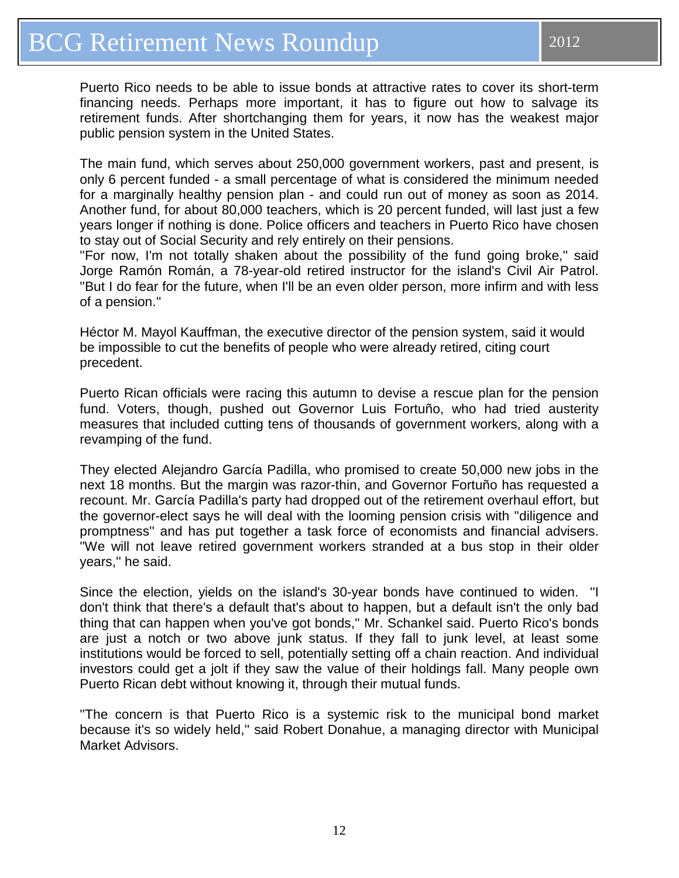Puerto Rico needs to be able to issue bonds at attractive rates to cover its short-term financing needs. Perhaps more important, it has to figure out how to salvage its retirement funds. After shortchanging them for years, it now has the weakest major public pension system in the United States.

The main fund, which serves about 250,000 government workers, past and present, is only 6 percent funded - a small percentage of what is considered the minimum needed for a marginally healthy pension plan - and could run out of money as soon as 2014. Another fund, for about 80,000 teachers, which is 20 percent funded, will last just a few years longer if nothing is done. Police officers and teachers in Puerto Rico have chosen to stay out of Social Security and rely entirely on their pensions.
"For now, I'm not totally shaken about the possibility of the fund going broke," said Jorge Ramón Román, a 78-year-old retired instructor for the island's Civil Air Patrol. "But I do fear for the future, when I'll be an even older person, more infirm and with less of a pension."

Héctor M. Mayol Kauffman, the executive director of the pension system, said it would be impossible to cut the benefits of people who were already retired, citing court precedent.

Puerto Rican officials were racing this autumn to devise a rescue plan for the pension fund. Voters, though, pushed out Governor Luis Fortuño, who had tried austerity measures that included cutting tens of thousands of government workers, along with a revamping of the fund.

They elected Alejandro García Padilla, who promised to create 50,000 new jobs in the next 18 months. But the margin was razor-thin, and Governor Fortuño has requested a recount. Mr. García Padilla's party had dropped out of the retirement overhaul effort, but the governor-elect says he will deal with the looming pension crisis with "diligence and promptness" and has put together a task force of economists and financial advisers. "We will not leave retired government workers stranded at a bus stop in their older years," he said.

Since the election, yields on the island's 30-year bonds have continued to widen. "I don't think that there's a default that's about to happen, but a default isn't the only bad thing that can happen when you've got bonds," Mr. Schankel said. Puerto Rico's bonds are just a notch or two above junk status. If they fall to junk level, at least some institutions would be forced to sell, potentially setting off a chain reaction. And individual investors could get a jolt if they saw the value of their holdings fall. Many people own Puerto Rican debt without knowing it, through their mutual funds.

"The concern is that Puerto Rico is a systemic risk to the municipal bond market because it's so widely held," said Robert Donahue, a managing director with Municipal Market Advisors.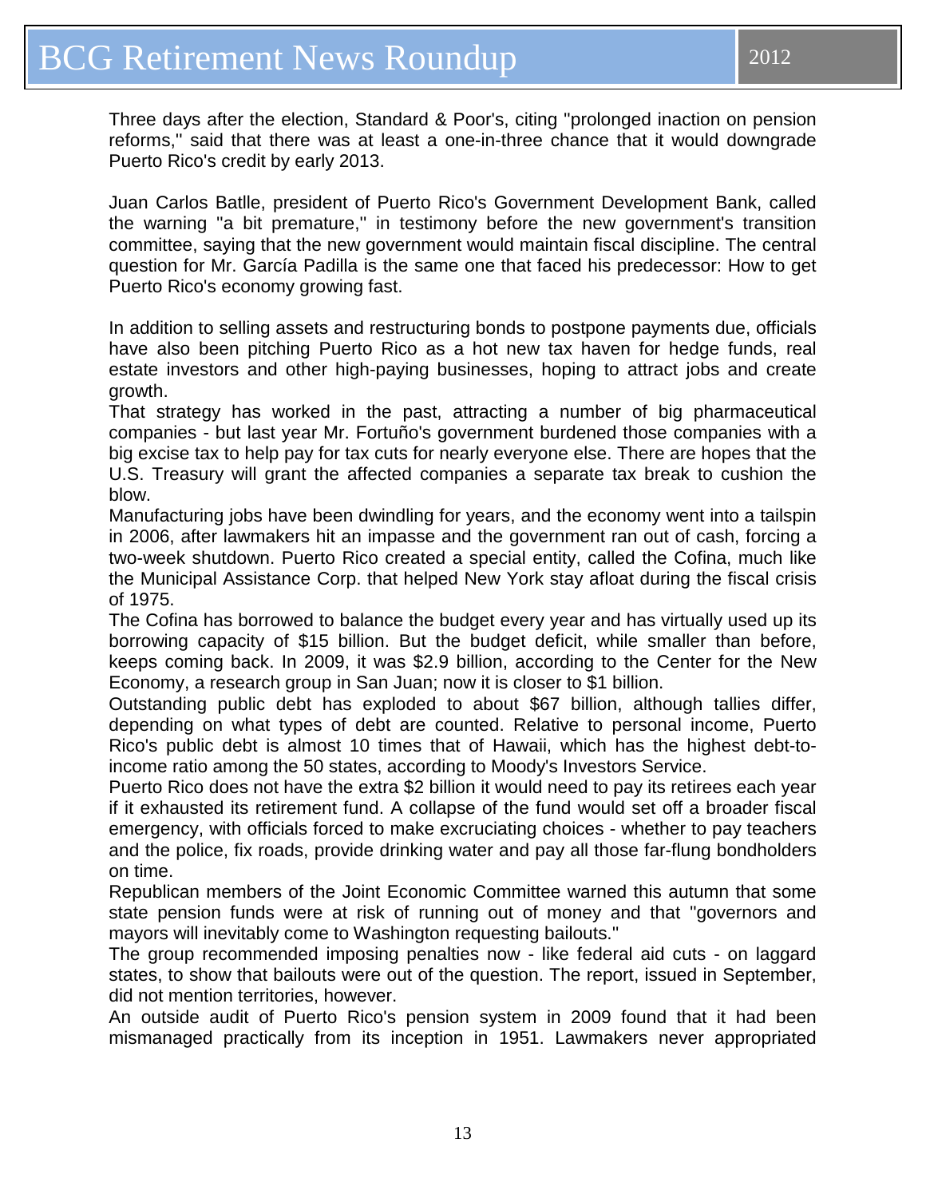Three days after the election, Standard & Poor's, citing "prolonged inaction on pension reforms," said that there was at least a one-in-three chance that it would downgrade Puerto Rico's credit by early 2013.

Juan Carlos Batlle, president of Puerto Rico's Government Development Bank, called the warning "a bit premature," in testimony before the new government's transition committee, saying that the new government would maintain fiscal discipline. The central question for Mr. García Padilla is the same one that faced his predecessor: How to get Puerto Rico's economy growing fast.

In addition to selling assets and restructuring bonds to postpone payments due, officials have also been pitching Puerto Rico as a hot new tax haven for hedge funds, real estate investors and other high-paying businesses, hoping to attract jobs and create growth.

That strategy has worked in the past, attracting a number of big pharmaceutical companies - but last year Mr. Fortuño's government burdened those companies with a big excise tax to help pay for tax cuts for nearly everyone else. There are hopes that the U.S. Treasury will grant the affected companies a separate tax break to cushion the blow.

Manufacturing jobs have been dwindling for years, and the economy went into a tailspin in 2006, after lawmakers hit an impasse and the government ran out of cash, forcing a two-week shutdown. Puerto Rico created a special entity, called the Cofina, much like the Municipal Assistance Corp. that helped New York stay afloat during the fiscal crisis of 1975.

The Cofina has borrowed to balance the budget every year and has virtually used up its borrowing capacity of $15 billion. But the budget deficit, while smaller than before, keeps coming back. In 2009, it was $2.9 billion, according to the Center for the New Economy, a research group in San Juan; now it is closer to $1 billion.

Outstanding public debt has exploded to about $67 billion, although tallies differ, depending on what types of debt are counted. Relative to personal income, Puerto Rico's public debt is almost 10 times that of Hawaii, which has the highest debt-to-income ratio among the 50 states, according to Moody's Investors Service.

Puerto Rico does not have the extra $2 billion it would need to pay its retirees each year if it exhausted its retirement fund. A collapse of the fund would set off a broader fiscal emergency, with officials forced to make excruciating choices - whether to pay teachers and the police, fix roads, provide drinking water and pay all those far-flung bondholders on time.

Republican members of the Joint Economic Committee warned this autumn that some state pension funds were at risk of running out of money and that "governors and mayors will inevitably come to Washington requesting bailouts."

The group recommended imposing penalties now - like federal aid cuts - on laggard states, to show that bailouts were out of the question. The report, issued in September, did not mention territories, however.

An outside audit of Puerto Rico's pension system in 2009 found that it had been mismanaged practically from its inception in 1951. Lawmakers never appropriated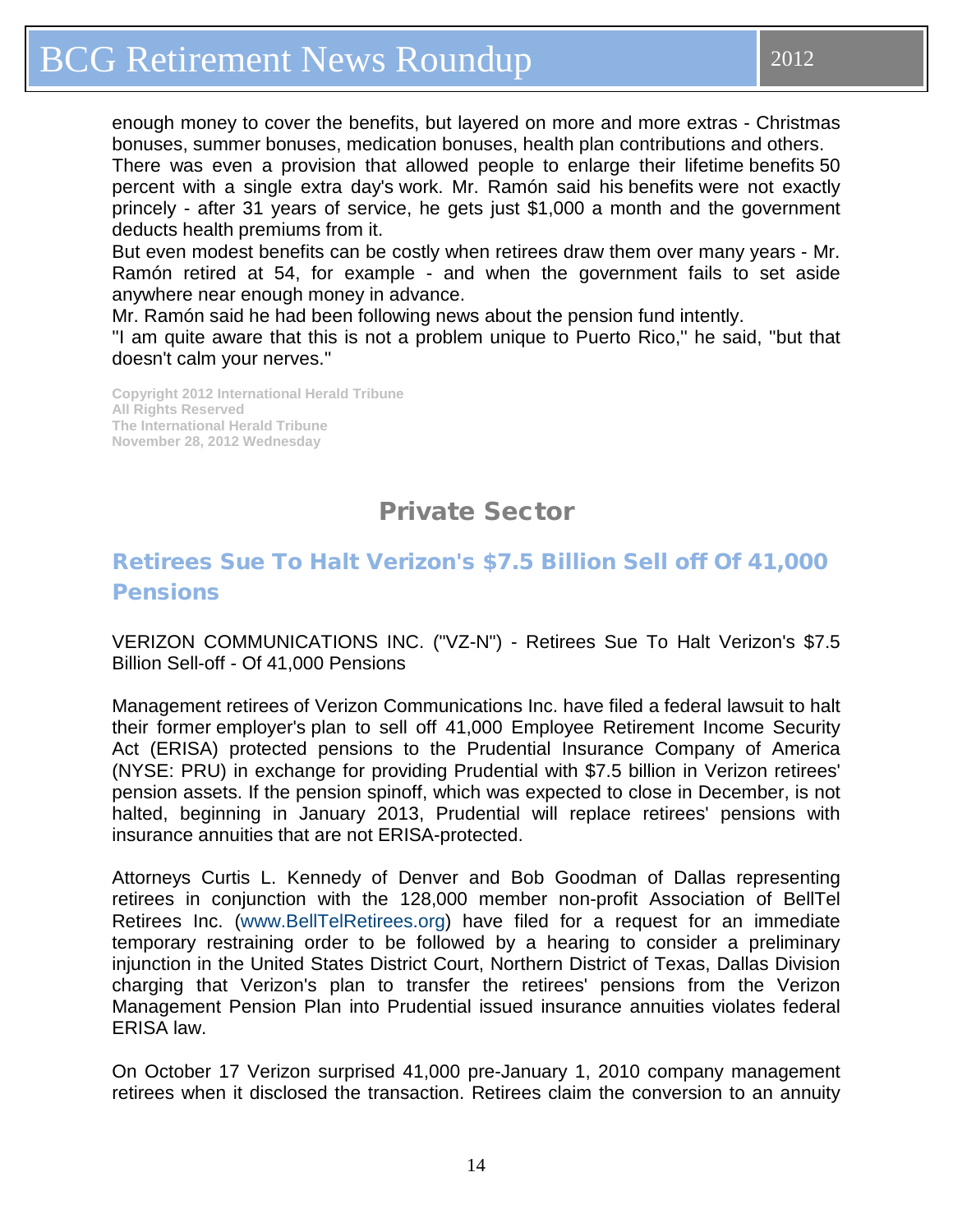enough money to cover the benefits, but layered on more and more extras - Christmas bonuses, summer bonuses, medication bonuses, health plan contributions and others.

There was even a provision that allowed people to enlarge their lifetime benefits 50 percent with a single extra day's work. Mr. Ramón said his benefits were not exactly princely - after 31 years of service, he gets just $1,000 a month and the government deducts health premiums from it.

But even modest benefits can be costly when retirees draw them over many years - Mr. Ramón retired at 54, for example - and when the government fails to set aside anywhere near enough money in advance.

Mr. Ramón said he had been following news about the pension fund intently.

''I am quite aware that this is not a problem unique to Puerto Rico,'' he said, ''but that doesn't calm your nerves.''

**Copyright 2012 International Herald Tribune**
**All Rights Reserved**
**The International Herald Tribune**
**November 28, 2012 Wednesday**

## Private Sector

### Retirees Sue To Halt Verizon's $7.5 Billion Sell off Of 41,000 Pensions

VERIZON COMMUNICATIONS INC. ("VZ-N") - Retirees Sue To Halt Verizon's $7.5 Billion Sell-off - Of 41,000 Pensions

Management retirees of Verizon Communications Inc. have filed a federal lawsuit to halt their former employer's plan to sell off 41,000 Employee Retirement Income Security Act (ERISA) protected pensions to the Prudential Insurance Company of America (NYSE: PRU) in exchange for providing Prudential with $7.5 billion in Verizon retirees' pension assets. If the pension spinoff, which was expected to close in December, is not halted, beginning in January 2013, Prudential will replace retirees' pensions with insurance annuities that are not ERISA-protected.

Attorneys Curtis L. Kennedy of Denver and Bob Goodman of Dallas representing retirees in conjunction with the 128,000 member non-profit Association of BellTel Retirees Inc. (www.BellTelRetirees.org) have filed for a request for an immediate temporary restraining order to be followed by a hearing to consider a preliminary injunction in the United States District Court, Northern District of Texas, Dallas Division charging that Verizon's plan to transfer the retirees' pensions from the Verizon Management Pension Plan into Prudential issued insurance annuities violates federal ERISA law.

On October 17 Verizon surprised 41,000 pre-January 1, 2010 company management retirees when it disclosed the transaction. Retirees claim the conversion to an annuity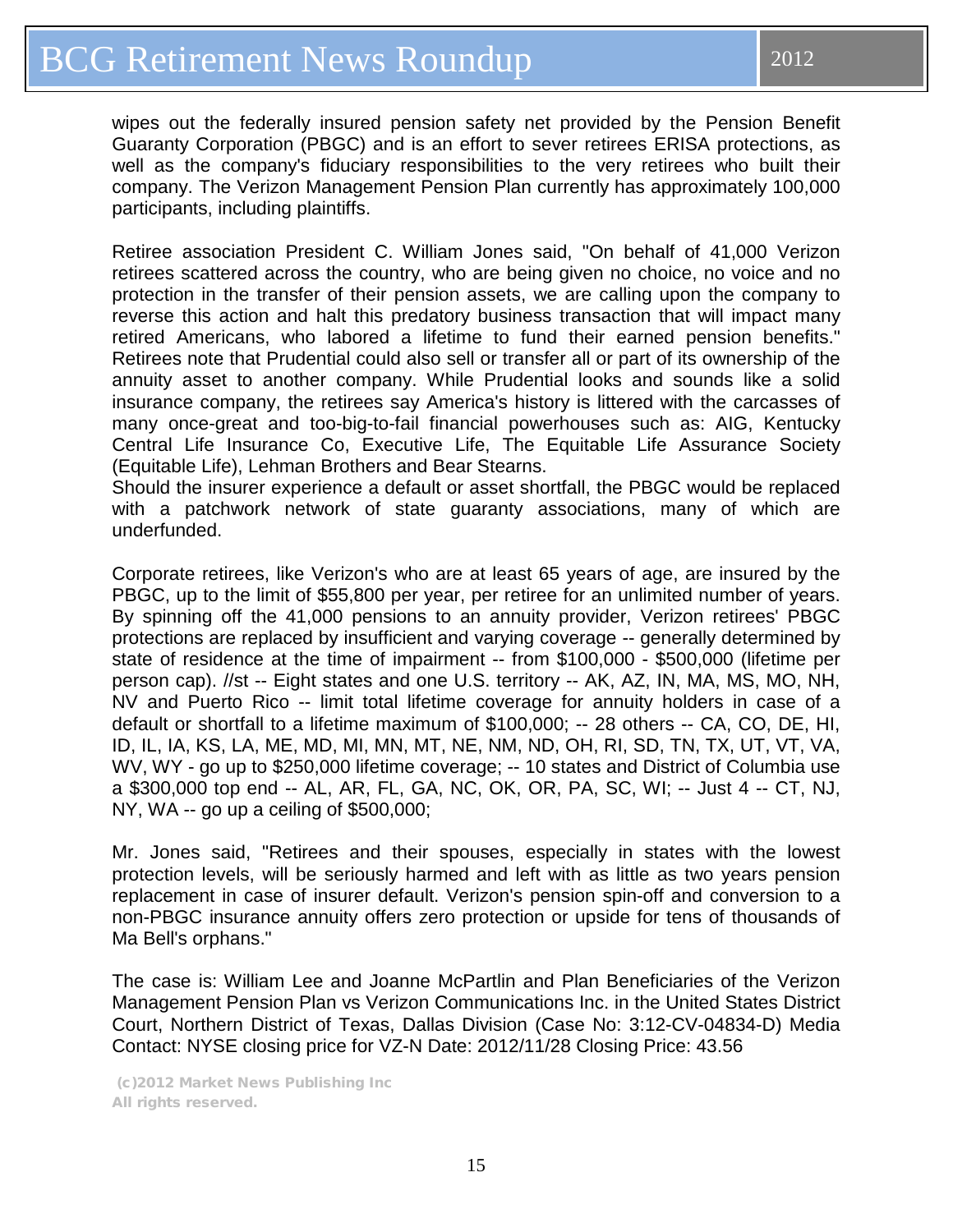wipes out the federally insured pension safety net provided by the Pension Benefit Guaranty Corporation (PBGC) and is an effort to sever retirees ERISA protections, as well as the company's fiduciary responsibilities to the very retirees who built their company. The Verizon Management Pension Plan currently has approximately 100,000 participants, including plaintiffs.

Retiree association President C. William Jones said, "On behalf of 41,000 Verizon retirees scattered across the country, who are being given no choice, no voice and no protection in the transfer of their pension assets, we are calling upon the company to reverse this action and halt this predatory business transaction that will impact many retired Americans, who labored a lifetime to fund their earned pension benefits." Retirees note that Prudential could also sell or transfer all or part of its ownership of the annuity asset to another company. While Prudential looks and sounds like a solid insurance company, the retirees say America's history is littered with the carcasses of many once-great and too-big-to-fail financial powerhouses such as: AIG, Kentucky Central Life Insurance Co, Executive Life, The Equitable Life Assurance Society (Equitable Life), Lehman Brothers and Bear Stearns.
Should the insurer experience a default or asset shortfall, the PBGC would be replaced with a patchwork network of state guaranty associations, many of which are underfunded.

Corporate retirees, like Verizon's who are at least 65 years of age, are insured by the PBGC, up to the limit of $55,800 per year, per retiree for an unlimited number of years. By spinning off the 41,000 pensions to an annuity provider, Verizon retirees' PBGC protections are replaced by insufficient and varying coverage -- generally determined by state of residence at the time of impairment -- from $100,000 - $500,000 (lifetime per person cap). //st -- Eight states and one U.S. territory -- AK, AZ, IN, MA, MS, MO, NH, NV and Puerto Rico -- limit total lifetime coverage for annuity holders in case of a default or shortfall to a lifetime maximum of $100,000; -- 28 others -- CA, CO, DE, HI, ID, IL, IA, KS, LA, ME, MD, MI, MN, MT, NE, NM, ND, OH, RI, SD, TN, TX, UT, VT, VA, WV, WY - go up to $250,000 lifetime coverage; -- 10 states and District of Columbia use a $300,000 top end -- AL, AR, FL, GA, NC, OK, OR, PA, SC, WI; -- Just 4 -- CT, NJ, NY, WA -- go up a ceiling of $500,000;

Mr. Jones said, "Retirees and their spouses, especially in states with the lowest protection levels, will be seriously harmed and left with as little as two years pension replacement in case of insurer default. Verizon's pension spin-off and conversion to a non-PBGC insurance annuity offers zero protection or upside for tens of thousands of Ma Bell's orphans."

The case is: William Lee and Joanne McPartlin and Plan Beneficiaries of the Verizon Management Pension Plan vs Verizon Communications Inc. in the United States District Court, Northern District of Texas, Dallas Division (Case No: 3:12-CV-04834-D) Media Contact: NYSE closing price for VZ-N Date: 2012/11/28 Closing Price: 43.56

**(c)2012 Market News Publishing Inc**
**All rights reserved.**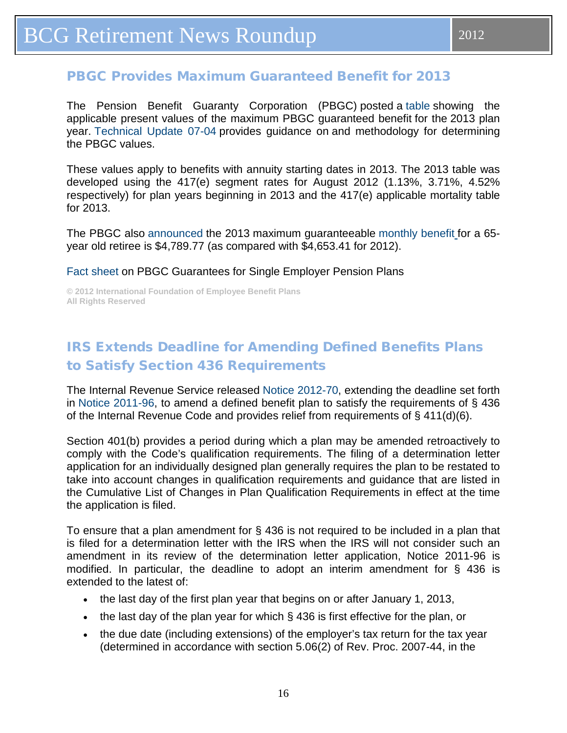## PBGC Provides Maximum Guaranteed Benefit for 2013

The Pension Benefit Guaranty Corporation (PBGC) posted a table showing the applicable present values of the maximum PBGC guaranteed benefit for the 2013 plan year. Technical Update 07-04 provides guidance on and methodology for determining the PBGC values.

These values apply to benefits with annuity starting dates in 2013. The 2013 table was developed using the 417(e) segment rates for August 2012 (1.13%, 3.71%, 4.52% respectively) for plan years beginning in 2013 and the 417(e) applicable mortality table for 2013.

The PBGC also announced the 2013 maximum guaranteeable monthly benefit for a 65-year old retiree is $4,789.77 (as compared with $4,653.41 for 2012).

Fact sheet on PBGC Guarantees for Single Employer Pension Plans

**© 2012 International Foundation of Employee Benefit Plans**
**All Rights Reserved**

## IRS Extends Deadline for Amending Defined Benefits Plans to Satisfy Section 436 Requirements

The Internal Revenue Service released Notice 2012-70, extending the deadline set forth in Notice 2011-96, to amend a defined benefit plan to satisfy the requirements of § 436 of the Internal Revenue Code and provides relief from requirements of § 411(d)(6).

Section 401(b) provides a period during which a plan may be amended retroactively to comply with the Code's qualification requirements. The filing of a determination letter application for an individually designed plan generally requires the plan to be restated to take into account changes in qualification requirements and guidance that are listed in the Cumulative List of Changes in Plan Qualification Requirements in effect at the time the application is filed.

To ensure that a plan amendment for § 436 is not required to be included in a plan that is filed for a determination letter with the IRS when the IRS will not consider such an amendment in its review of the determination letter application, Notice 2011-96 is modified. In particular, the deadline to adopt an interim amendment for § 436 is extended to the latest of:

- the last day of the first plan year that begins on or after January 1, 2013,
- the last day of the plan year for which § 436 is first effective for the plan, or
- the due date (including extensions) of the employer's tax return for the tax year (determined in accordance with section 5.06(2) of Rev. Proc. 2007-44, in the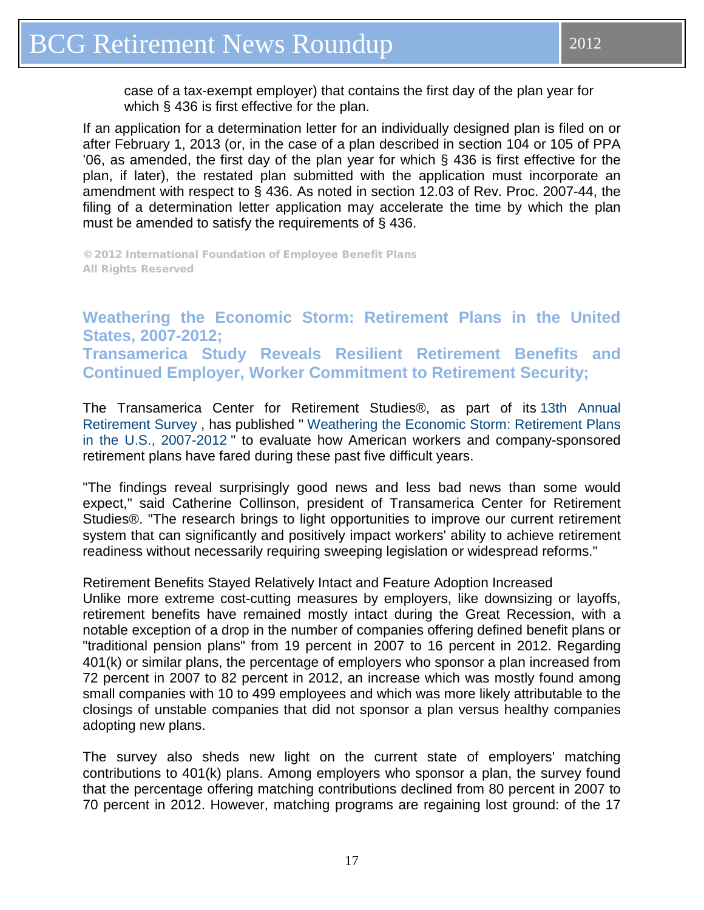case of a tax-exempt employer) that contains the first day of the plan year for which § 436 is first effective for the plan.

If an application for a determination letter for an individually designed plan is filed on or after February 1, 2013 (or, in the case of a plan described in section 104 or 105 of PPA '06, as amended, the first day of the plan year for which § 436 is first effective for the plan, if later), the restated plan submitted with the application must incorporate an amendment with respect to § 436. As noted in section 12.03 of Rev. Proc. 2007-44, the filing of a determination letter application may accelerate the time by which the plan must be amended to satisfy the requirements of § 436.

© 2012 International Foundation of Employee Benefit Plans
All Rights Reserved

## Weathering the Economic Storm: Retirement Plans in the United States, 2007-2012; Transamerica Study Reveals Resilient Retirement Benefits and Continued Employer, Worker Commitment to Retirement Security;

The Transamerica Center for Retirement Studies®, as part of its 13th Annual Retirement Survey , has published " Weathering the Economic Storm: Retirement Plans in the U.S., 2007-2012 " to evaluate how American workers and company-sponsored retirement plans have fared during these past five difficult years.

"The findings reveal surprisingly good news and less bad news than some would expect," said Catherine Collinson, president of Transamerica Center for Retirement Studies®. "The research brings to light opportunities to improve our current retirement system that can significantly and positively impact workers' ability to achieve retirement readiness without necessarily requiring sweeping legislation or widespread reforms."

Retirement Benefits Stayed Relatively Intact and Feature Adoption Increased
Unlike more extreme cost-cutting measures by employers, like downsizing or layoffs, retirement benefits have remained mostly intact during the Great Recession, with a notable exception of a drop in the number of companies offering defined benefit plans or "traditional pension plans" from 19 percent in 2007 to 16 percent in 2012. Regarding 401(k) or similar plans, the percentage of employers who sponsor a plan increased from 72 percent in 2007 to 82 percent in 2012, an increase which was mostly found among small companies with 10 to 499 employees and which was more likely attributable to the closings of unstable companies that did not sponsor a plan versus healthy companies adopting new plans.

The survey also sheds new light on the current state of employers' matching contributions to 401(k) plans. Among employers who sponsor a plan, the survey found that the percentage offering matching contributions declined from 80 percent in 2007 to 70 percent in 2012. However, matching programs are regaining lost ground: of the 17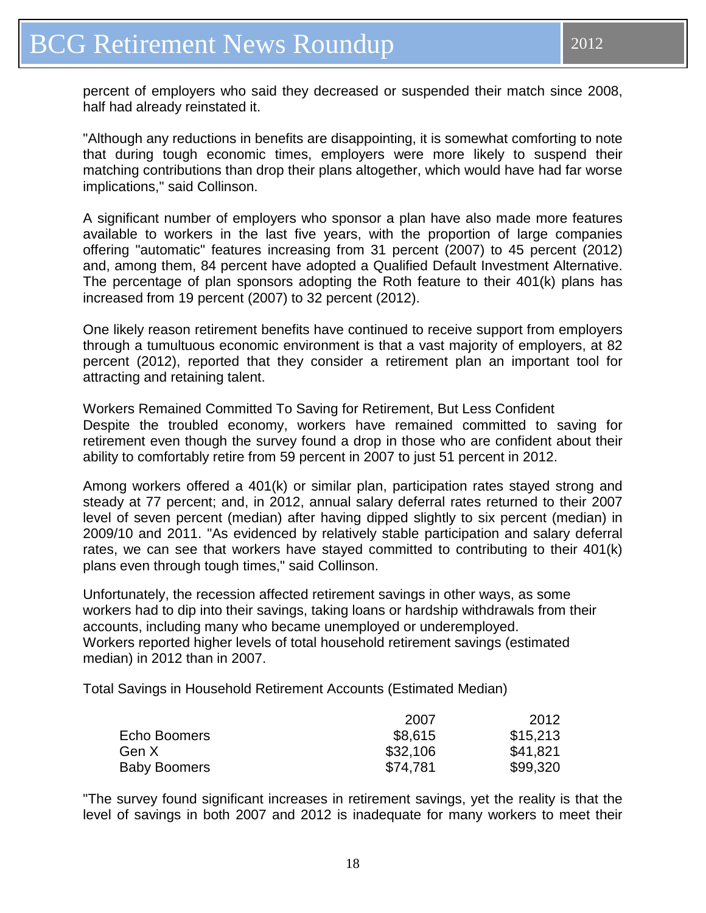percent of employers who said they decreased or suspended their match since 2008, half had already reinstated it.

"Although any reductions in benefits are disappointing, it is somewhat comforting to note that during tough economic times, employers were more likely to suspend their matching contributions than drop their plans altogether, which would have had far worse implications," said Collinson.

A significant number of employers who sponsor a plan have also made more features available to workers in the last five years, with the proportion of large companies offering "automatic" features increasing from 31 percent (2007) to 45 percent (2012) and, among them, 84 percent have adopted a Qualified Default Investment Alternative. The percentage of plan sponsors adopting the Roth feature to their 401(k) plans has increased from 19 percent (2007) to 32 percent (2012).

One likely reason retirement benefits have continued to receive support from employers through a tumultuous economic environment is that a vast majority of employers, at 82 percent (2012), reported that they consider a retirement plan an important tool for attracting and retaining talent.

Workers Remained Committed To Saving for Retirement, But Less Confident
Despite the troubled economy, workers have remained committed to saving for retirement even though the survey found a drop in those who are confident about their ability to comfortably retire from 59 percent in 2007 to just 51 percent in 2012.

Among workers offered a 401(k) or similar plan, participation rates stayed strong and steady at 77 percent; and, in 2012, annual salary deferral rates returned to their 2007 level of seven percent (median) after having dipped slightly to six percent (median) in 2009/10 and 2011. "As evidenced by relatively stable participation and salary deferral rates, we can see that workers have stayed committed to contributing to their 401(k) plans even through tough times," said Collinson.

Unfortunately, the recession affected retirement savings in other ways, as some workers had to dip into their savings, taking loans or hardship withdrawals from their accounts, including many who became unemployed or underemployed.
Workers reported higher levels of total household retirement savings (estimated median) in 2012 than in 2007.

Total Savings in Household Retirement Accounts (Estimated Median)

| | 2007 | 2012 |
|---|---|---|
| Echo Boomers | $8,615 | $15,213 |
| Gen X | $32,106 | $41,821 |
| Baby Boomers | $74,781 | $99,320 |

"The survey found significant increases in retirement savings, yet the reality is that the level of savings in both 2007 and 2012 is inadequate for many workers to meet their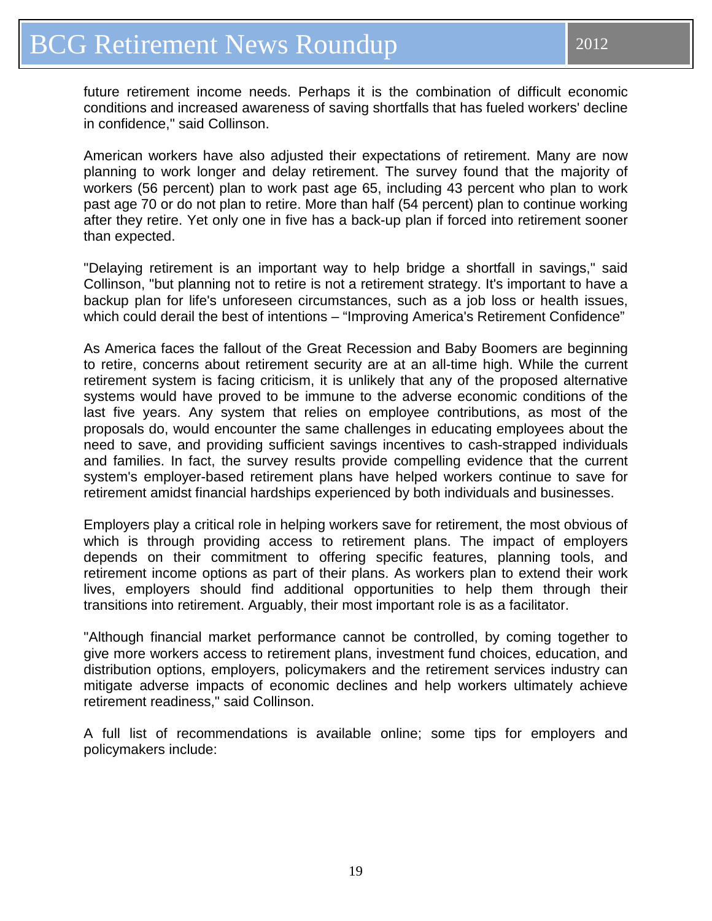future retirement income needs. Perhaps it is the combination of difficult economic conditions and increased awareness of saving shortfalls that has fueled workers' decline in confidence," said Collinson.

American workers have also adjusted their expectations of retirement. Many are now planning to work longer and delay retirement. The survey found that the majority of workers (56 percent) plan to work past age 65, including 43 percent who plan to work past age 70 or do not plan to retire. More than half (54 percent) plan to continue working after they retire. Yet only one in five has a back-up plan if forced into retirement sooner than expected.

"Delaying retirement is an important way to help bridge a shortfall in savings," said Collinson, "but planning not to retire is not a retirement strategy. It's important to have a backup plan for life's unforeseen circumstances, such as a job loss or health issues, which could derail the best of intentions – "Improving America's Retirement Confidence"

As America faces the fallout of the Great Recession and Baby Boomers are beginning to retire, concerns about retirement security are at an all-time high. While the current retirement system is facing criticism, it is unlikely that any of the proposed alternative systems would have proved to be immune to the adverse economic conditions of the last five years. Any system that relies on employee contributions, as most of the proposals do, would encounter the same challenges in educating employees about the need to save, and providing sufficient savings incentives to cash-strapped individuals and families. In fact, the survey results provide compelling evidence that the current system's employer-based retirement plans have helped workers continue to save for retirement amidst financial hardships experienced by both individuals and businesses.

Employers play a critical role in helping workers save for retirement, the most obvious of which is through providing access to retirement plans. The impact of employers depends on their commitment to offering specific features, planning tools, and retirement income options as part of their plans. As workers plan to extend their work lives, employers should find additional opportunities to help them through their transitions into retirement. Arguably, their most important role is as a facilitator.

"Although financial market performance cannot be controlled, by coming together to give more workers access to retirement plans, investment fund choices, education, and distribution options, employers, policymakers and the retirement services industry can mitigate adverse impacts of economic declines and help workers ultimately achieve retirement readiness," said Collinson.

A full list of recommendations is available online; some tips for employers and policymakers include: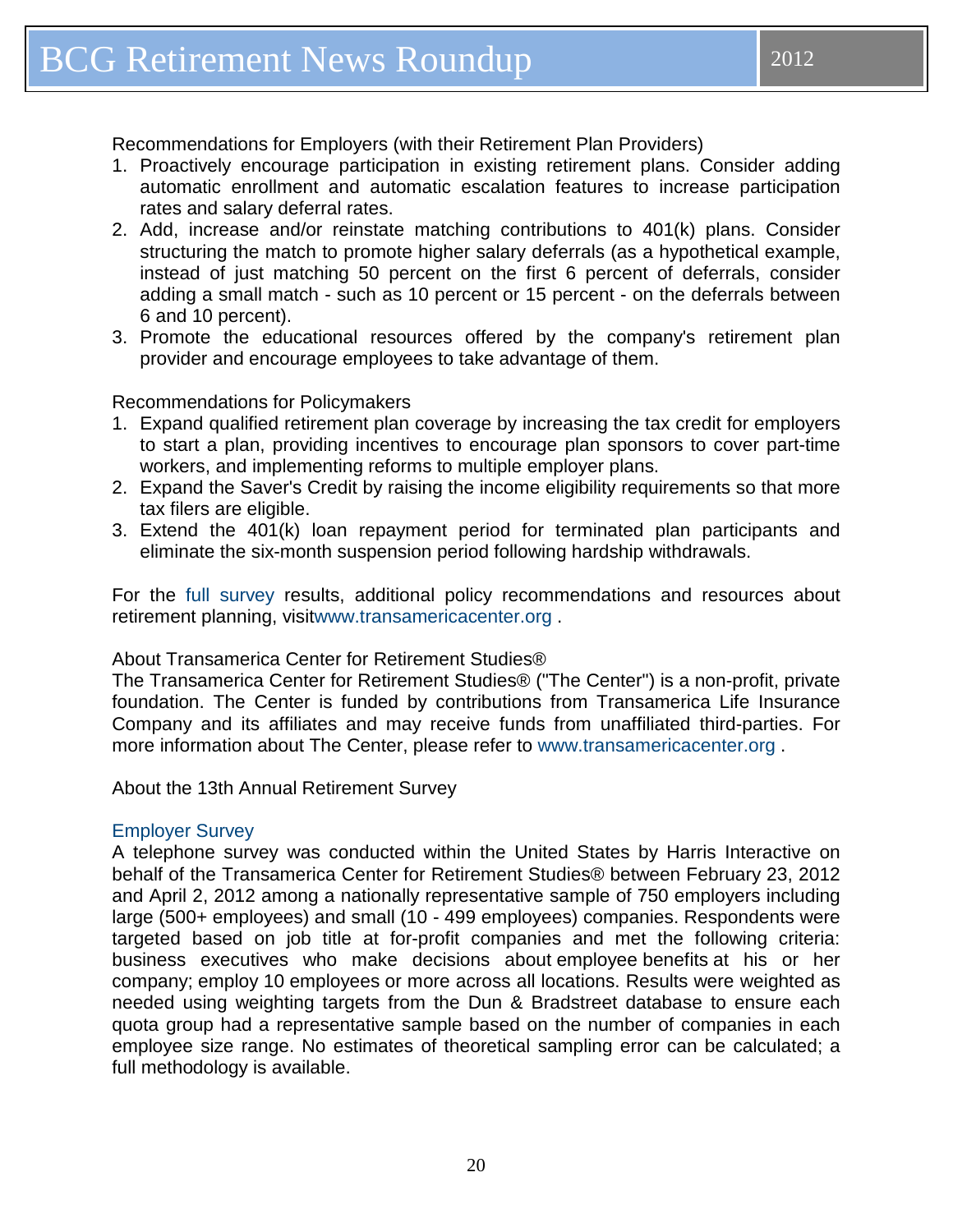Recommendations for Employers (with their Retirement Plan Providers)

1. Proactively encourage participation in existing retirement plans. Consider adding automatic enrollment and automatic escalation features to increase participation rates and salary deferral rates.
2. Add, increase and/or reinstate matching contributions to 401(k) plans. Consider structuring the match to promote higher salary deferrals (as a hypothetical example, instead of just matching 50 percent on the first 6 percent of deferrals, consider adding a small match - such as 10 percent or 15 percent - on the deferrals between 6 and 10 percent).
3. Promote the educational resources offered by the company's retirement plan provider and encourage employees to take advantage of them.

Recommendations for Policymakers

1. Expand qualified retirement plan coverage by increasing the tax credit for employers to start a plan, providing incentives to encourage plan sponsors to cover part-time workers, and implementing reforms to multiple employer plans.
2. Expand the Saver's Credit by raising the income eligibility requirements so that more tax filers are eligible.
3. Extend the 401(k) loan repayment period for terminated plan participants and eliminate the six-month suspension period following hardship withdrawals.

For the full survey results, additional policy recommendations and resources about retirement planning, visitwww.transamericacenter.org .

About Transamerica Center for Retirement Studies®

The Transamerica Center for Retirement Studies® ("The Center") is a non-profit, private foundation. The Center is funded by contributions from Transamerica Life Insurance Company and its affiliates and may receive funds from unaffiliated third-parties. For more information about The Center, please refer to www.transamericacenter.org .

About the 13th Annual Retirement Survey

Employer Survey

A telephone survey was conducted within the United States by Harris Interactive on behalf of the Transamerica Center for Retirement Studies® between February 23, 2012 and April 2, 2012 among a nationally representative sample of 750 employers including large (500+ employees) and small (10 - 499 employees) companies. Respondents were targeted based on job title at for-profit companies and met the following criteria: business executives who make decisions about employee benefits at his or her company; employ 10 employees or more across all locations. Results were weighted as needed using weighting targets from the Dun & Bradstreet database to ensure each quota group had a representative sample based on the number of companies in each employee size range. No estimates of theoretical sampling error can be calculated; a full methodology is available.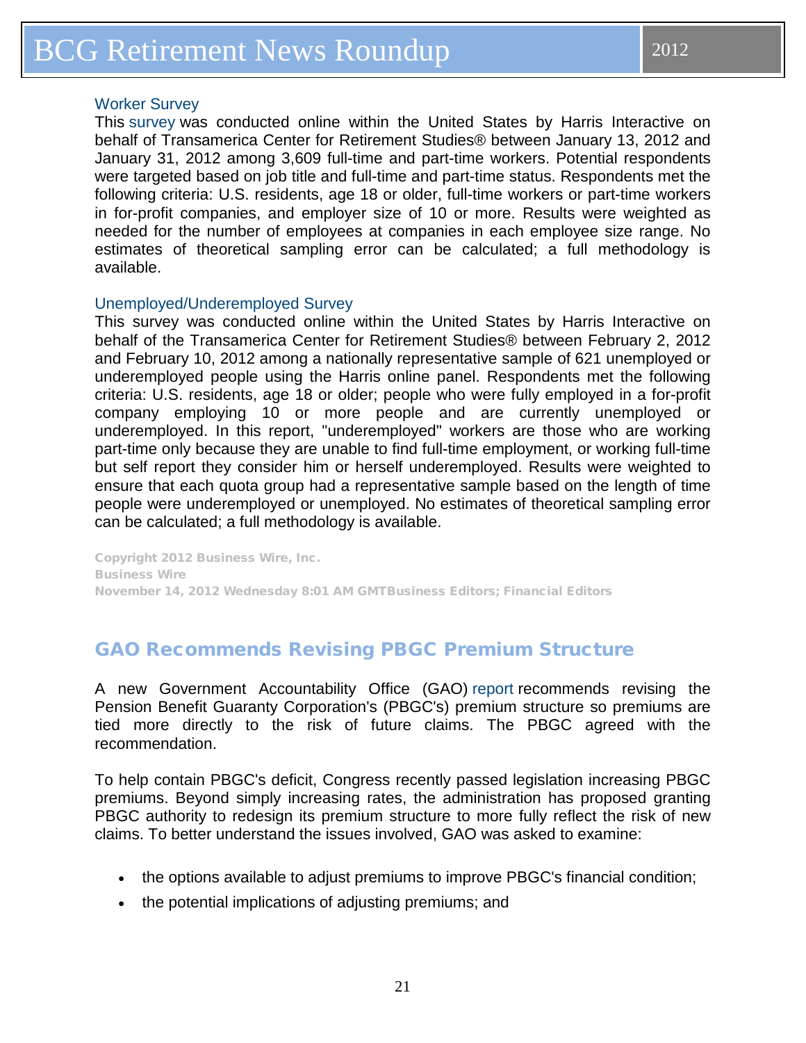### Worker Survey

This survey was conducted online within the United States by Harris Interactive on behalf of Transamerica Center for Retirement Studies® between January 13, 2012 and January 31, 2012 among 3,609 full-time and part-time workers. Potential respondents were targeted based on job title and full-time and part-time status. Respondents met the following criteria: U.S. residents, age 18 or older, full-time workers or part-time workers in for-profit companies, and employer size of 10 or more. Results were weighted as needed for the number of employees at companies in each employee size range. No estimates of theoretical sampling error can be calculated; a full methodology is available.

### Unemployed/Underemployed Survey

This survey was conducted online within the United States by Harris Interactive on behalf of the Transamerica Center for Retirement Studies® between February 2, 2012 and February 10, 2012 among a nationally representative sample of 621 unemployed or underemployed people using the Harris online panel. Respondents met the following criteria: U.S. residents, age 18 or older; people who were fully employed in a for-profit company employing 10 or more people and are currently unemployed or underemployed. In this report, "underemployed" workers are those who are working part-time only because they are unable to find full-time employment, or working full-time but self report they consider him or herself underemployed. Results were weighted to ensure that each quota group had a representative sample based on the length of time people were underemployed or unemployed. No estimates of theoretical sampling error can be calculated; a full methodology is available.

Copyright 2012 Business Wire, Inc.
Business Wire
November 14, 2012 Wednesday 8:01 AM GMTBusiness Editors; Financial Editors

## GAO Recommends Revising PBGC Premium Structure

A new Government Accountability Office (GAO) report recommends revising the Pension Benefit Guaranty Corporation's (PBGC's) premium structure so premiums are tied more directly to the risk of future claims. The PBGC agreed with the recommendation.

To help contain PBGC's deficit, Congress recently passed legislation increasing PBGC premiums. Beyond simply increasing rates, the administration has proposed granting PBGC authority to redesign its premium structure to more fully reflect the risk of new claims. To better understand the issues involved, GAO was asked to examine:

- the options available to adjust premiums to improve PBGC's financial condition;
- the potential implications of adjusting premiums; and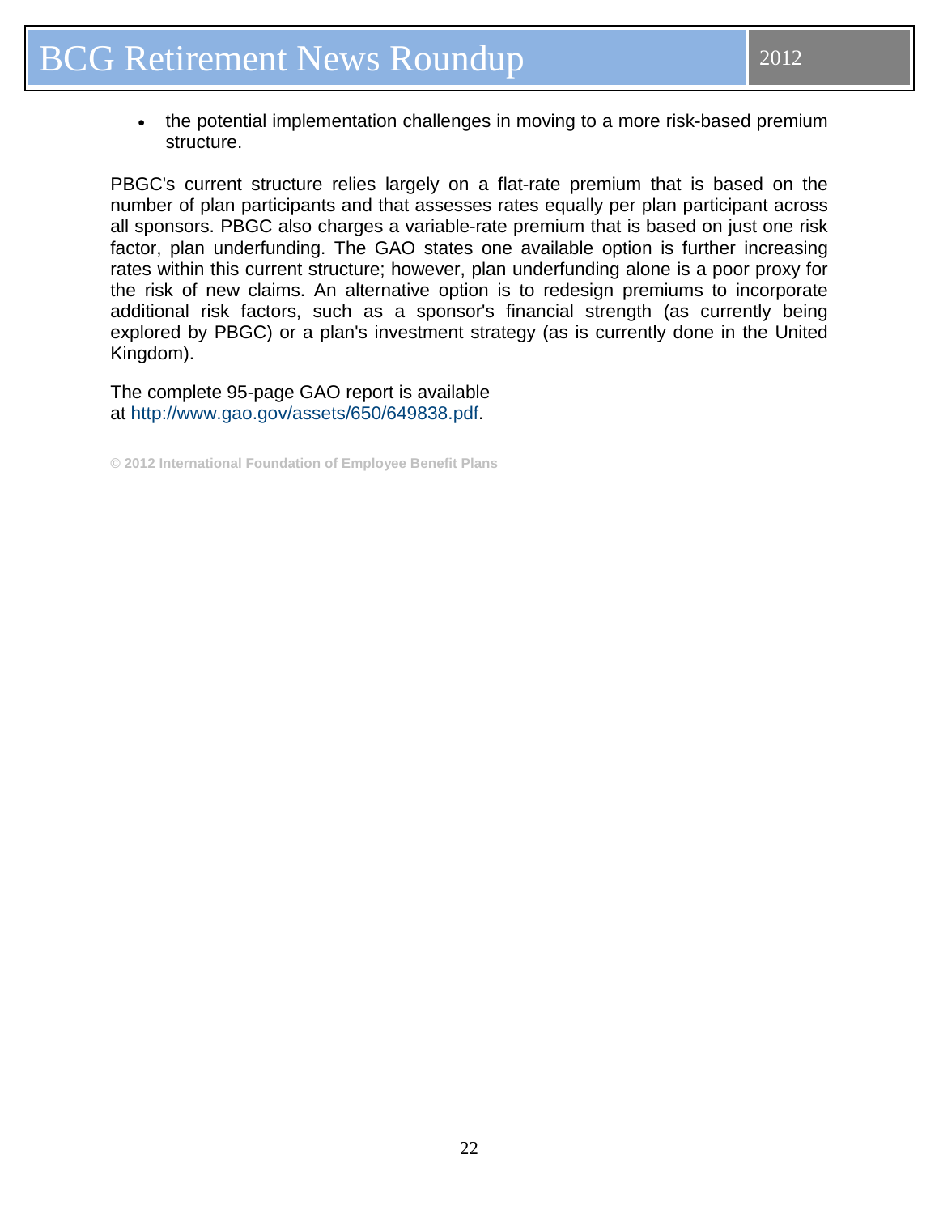- the potential implementation challenges in moving to a more risk-based premium structure.

PBGC's current structure relies largely on a flat-rate premium that is based on the number of plan participants and that assesses rates equally per plan participant across all sponsors. PBGC also charges a variable-rate premium that is based on just one risk factor, plan underfunding. The GAO states one available option is further increasing rates within this current structure; however, plan underfunding alone is a poor proxy for the risk of new claims. An alternative option is to redesign premiums to incorporate additional risk factors, such as a sponsor's financial strength (as currently being explored by PBGC) or a plan's investment strategy (as is currently done in the United Kingdom).

The complete 95-page GAO report is available at http://www.gao.gov/assets/650/649838.pdf.

© 2012 International Foundation of Employee Benefit Plans